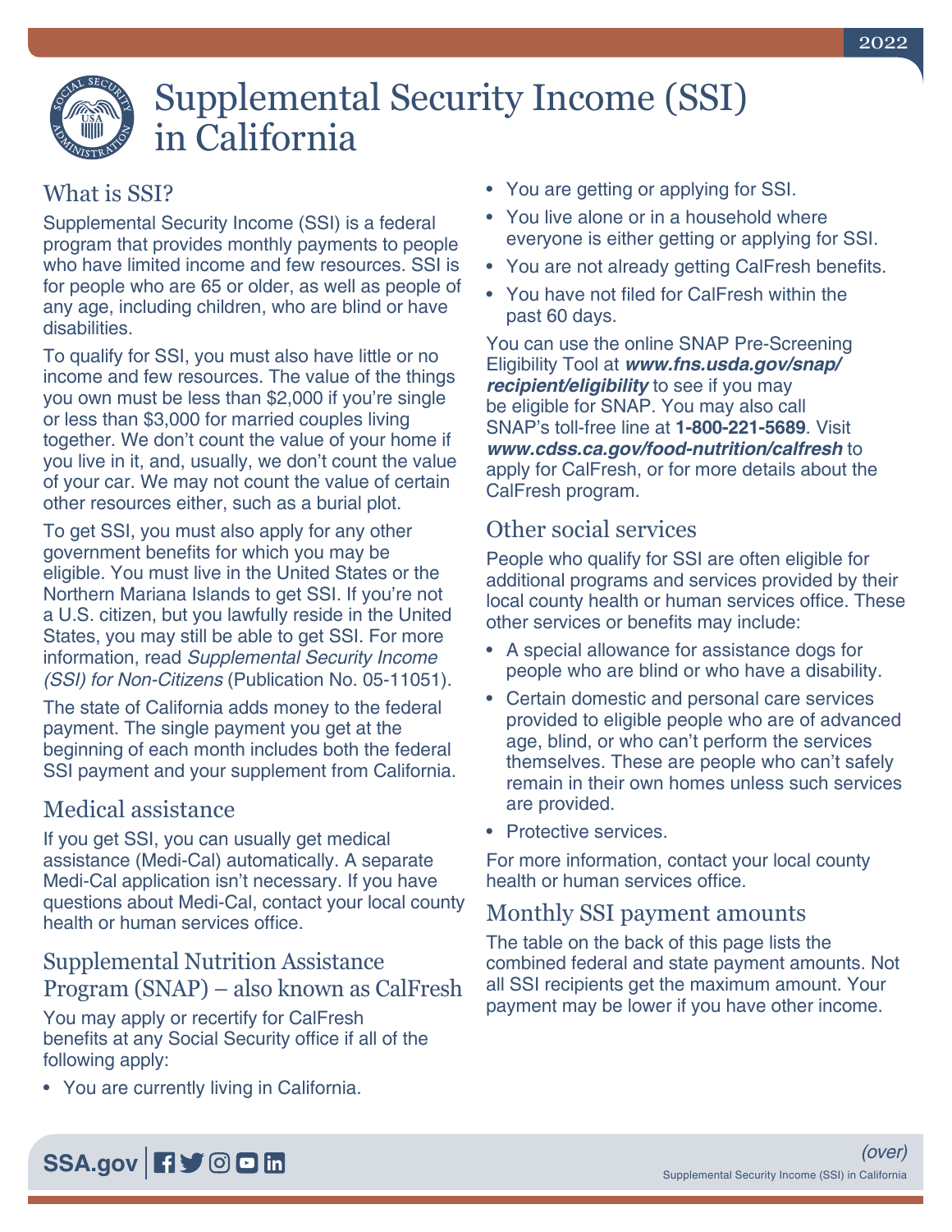# Supplemental Security Income (SSI) in California

## What is SSI?

Supplemental Security Income (SSI) is a federal program that provides monthly payments to people who have limited income and few resources. SSI is for people who are 65 or older, as well as people of any age, including children, who are blind or have disabilities.

To qualify for SSI, you must also have little or no income and few resources. The value of the things you own must be less than $2,000 if you're single or less than $3,000 for married couples living together. We don't count the value of your home if you live in it, and, usually, we don't count the value of your car. We may not count the value of certain other resources either, such as a burial plot.

To get SSI, you must also apply for any other government benefits for which you may be eligible. You must live in the United States or the Northern Mariana Islands to get SSI. If you're not a U.S. citizen, but you lawfully reside in the United States, you may still be able to get SSI. For more information, read *Supplemental Security Income (SSI) for Non-Citizens* (Publication No. 05-11051).

The state of California adds money to the federal payment. The single payment you get at the beginning of each month includes both the federal SSI payment and your supplement from California.

## Medical assistance

If you get SSI, you can usually get medical assistance (Medi-Cal) automatically. A separate Medi-Cal application isn't necessary. If you have questions about Medi-Cal, contact your local county health or human services office.

## Supplemental Nutrition Assistance Program (SNAP) – also known as CalFresh

You may apply or recertify for CalFresh benefits at any Social Security office if all of the following apply:

- You are currently living in California.
- You are getting or applying for SSI.
- You live alone or in a household where everyone is either getting or applying for SSI.
- You are not already getting CalFresh benefits.
- You have not filed for CalFresh within the past 60 days.

You can use the online SNAP Pre-Screening Eligibility Tool at ***www.fns.usda.gov/snap/recipient/eligibility*** to see if you may be eligible for SNAP. You may also call SNAP's toll-free line at **1-800-221-5689**. Visit ***www.cdss.ca.gov/food-nutrition/calfresh*** to apply for CalFresh, or for more details about the CalFresh program.

## Other social services

People who qualify for SSI are often eligible for additional programs and services provided by their local county health or human services office. These other services or benefits may include:

- A special allowance for assistance dogs for people who are blind or who have a disability.
- Certain domestic and personal care services provided to eligible people who are of advanced age, blind, or who can't perform the services themselves. These are people who can't safely remain in their own homes unless such services are provided.
- Protective services.

For more information, contact your local county health or human services office.

## Monthly SSI payment amounts

The table on the back of this page lists the combined federal and state payment amounts. Not all SSI recipients get the maximum amount. Your payment may be lower if you have other income.

*(over)*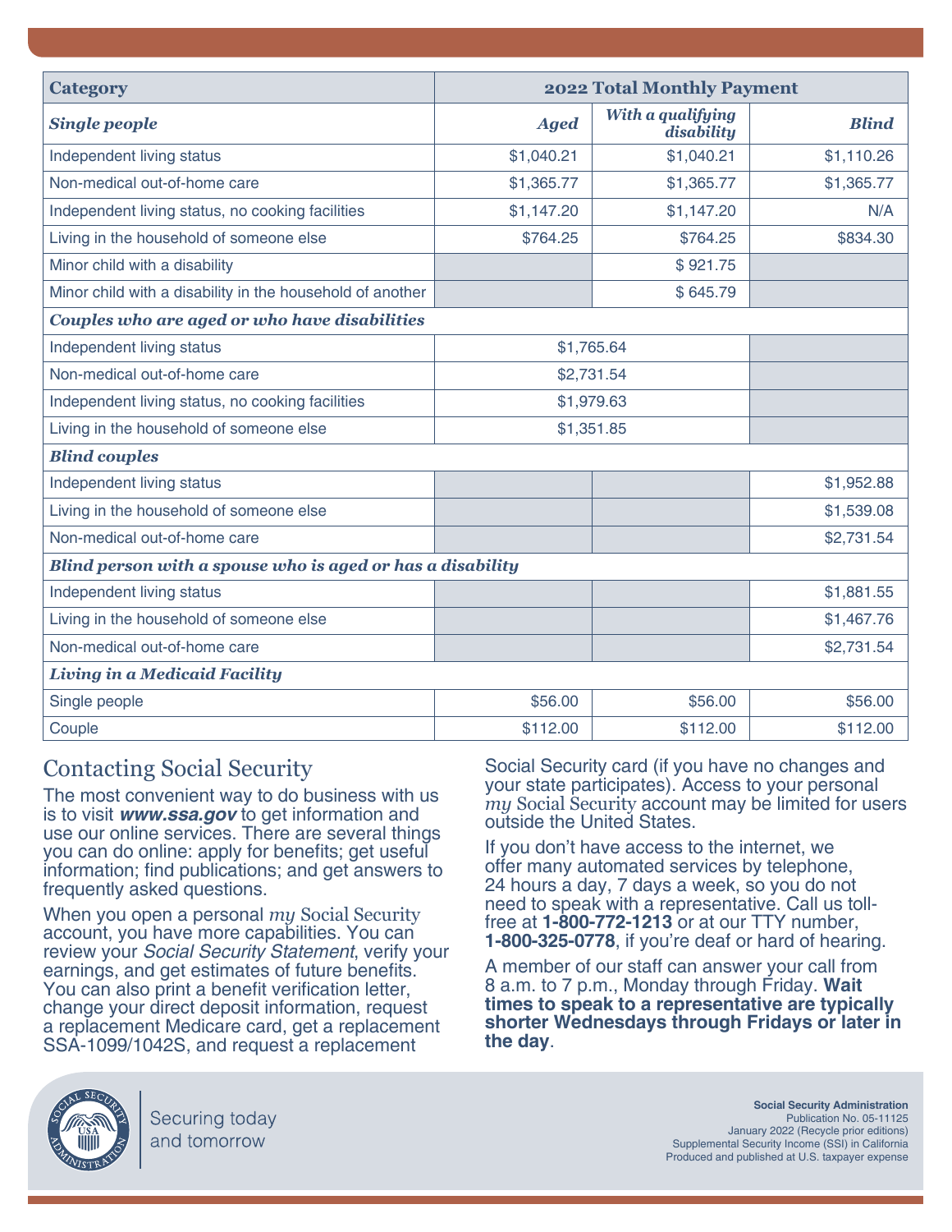| Category | 2022 Total Monthly Payment | | |
|---|---|---|---|
| ***Single people*** | ***Aged*** | ***With a qualifying disability*** | ***Blind*** |
| Independent living status | $1,040.21 | $1,040.21 | $1,110.26 |
| Non-medical out-of-home care | $1,365.77 | $1,365.77 | $1,365.77 |
| Independent living status, no cooking facilities | $1,147.20 | $1,147.20 | N/A |
| Living in the household of someone else | $764.25 | $764.25 | $834.30 |
| Minor child with a disability | | $ 921.75 | |
| Minor child with a disability in the household of another | | $ 645.79 | |
| ***Couples who are aged or who have disabilities*** | | | |
| Independent living status | $1,765.64 | | |
| Non-medical out-of-home care | $2,731.54 | | |
| Independent living status, no cooking facilities | $1,979.63 | | |
| Living in the household of someone else | $1,351.85 | | |
| ***Blind couples*** | | | |
| Independent living status | | | $1,952.88 |
| Living in the household of someone else | | | $1,539.08 |
| Non-medical out-of-home care | | | $2,731.54 |
| ***Blind person with a spouse who is aged or has a disability*** | | | |
| Independent living status | | | $1,881.55 |
| Living in the household of someone else | | | $1,467.76 |
| Non-medical out-of-home care | | | $2,731.54 |
| ***Living in a Medicaid Facility*** | | | |
| Single people | $56.00 | $56.00 | $56.00 |
| Couple | $112.00 | $112.00 | $112.00 |

## Contacting Social Security

The most convenient way to do business with us is to visit ***www.ssa.gov*** to get information and use our online services. There are several things you can do online: apply for benefits; get useful information; find publications; and get answers to frequently asked questions.

When you open a personal *my* Social Security account, you have more capabilities. You can review your *Social Security Statement*, verify your earnings, and get estimates of future benefits. You can also print a benefit verification letter, change your direct deposit information, request a replacement Medicare card, get a replacement SSA-1099/1042S, and request a replacement Social Security card (if you have no changes and your state participates). Access to your personal *my* Social Security account may be limited for users outside the United States.

If you don't have access to the internet, we offer many automated services by telephone, 24 hours a day, 7 days a week, so you do not need to speak with a representative. Call us toll-free at **1-800-772-1213** or at our TTY number, **1-800-325-0778**, if you're deaf or hard of hearing.

A member of our staff can answer your call from 8 a.m. to 7 p.m., Monday through Friday. **Wait times to speak to a representative are typically shorter Wednesdays through Fridays or later in the day**.

Securing today and tomorrow

**Social Security Administration**
Publication No. 05-11125
January 2022 (Recycle prior editions)
Supplemental Security Income (SSI) in California
Produced and published at U.S. taxpayer expense